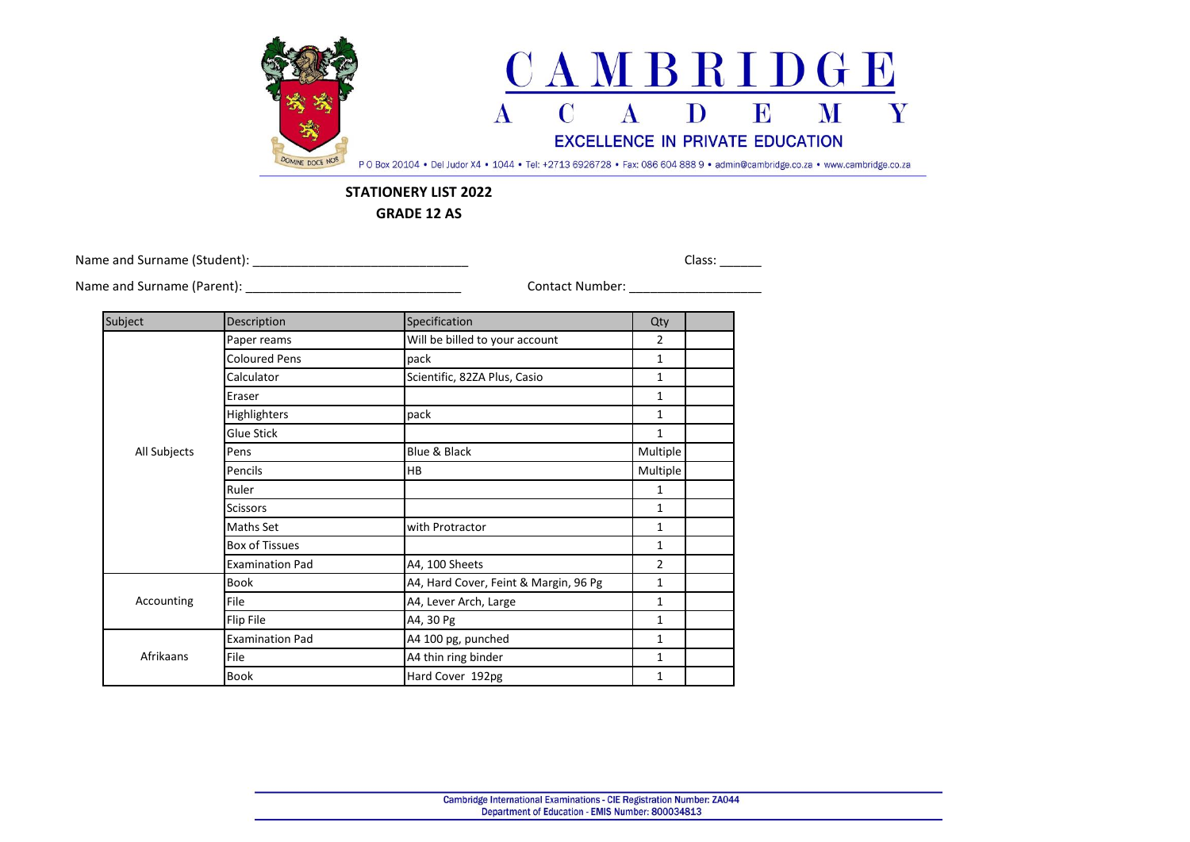# CAMBRIDGE ACADEMY

EXCELLENCE IN PRIVATE EDUCATION

DOMINE DOCE NOS

P O Box 20104 • Del Judor X4 • 1044 • Tel: +2713 6926728 • Fax: 086 604 888 9 • admin@cambridge.co.za • www.cambridge.co.za

**STATIONERY LIST 2022**

**GRADE 12 AS**

Name and Surname (Student): ______________________________ Class: ______

Name and Surname (Parent): ______________________________ Contact Number: ___________________

| Subject | Description | Specification | Qty | |
|---|---|---|---|---|
| All Subjects | Paper reams | Will be billed to your account | 2 | |
| | Coloured Pens | pack | 1 | |
| | Calculator | Scientific, 82ZA Plus, Casio | 1 | |
| | Eraser | | 1 | |
| | Highlighters | pack | 1 | |
| | Glue Stick | | 1 | |
| | Pens | Blue & Black | Multiple | |
| | Pencils | HB | Multiple | |
| | Ruler | | 1 | |
| | Scissors | | 1 | |
| | Maths Set | with Protractor | 1 | |
| | Box of Tissues | | 1 | |
| | Examination Pad | A4, 100 Sheets | 2 | |
| Accounting | Book | A4, Hard Cover, Feint & Margin, 96 Pg | 1 | |
| | File | A4, Lever Arch, Large | 1 | |
| | Flip File | A4, 30 Pg | 1 | |
| Afrikaans | Examination Pad | A4 100 pg, punched | 1 | |
| | File | A4 thin ring binder | 1 | |
| | Book | Hard Cover 192pg | 1 | |

Cambridge International Examinations - CIE Registration Number: ZA044
Department of Education - EMIS Number: 800034813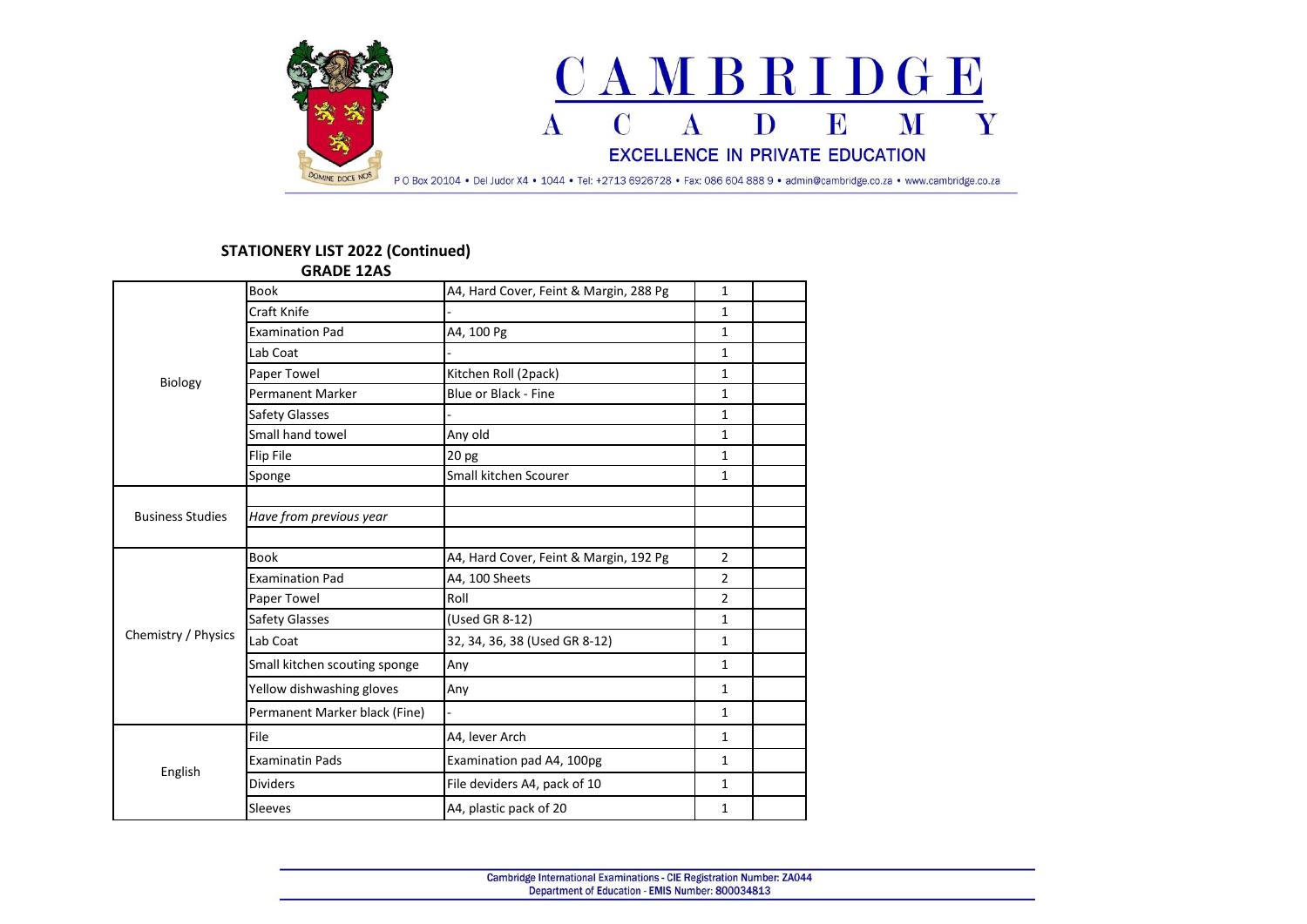# CAMBRIDGE ACADEMY

EXCELLENCE IN PRIVATE EDUCATION

P O Box 20104 • Del Judor X4 • 1044 • Tel: +2713 6926728 • Fax: 086 604 888 9 • admin@cambridge.co.za • www.cambridge.co.za

## STATIONERY LIST 2022 (Continued)

### GRADE 12AS

| Subject | Item | Description | Qty | |
|---|---|---|---|---|
| Biology | Book | A4, Hard Cover, Feint & Margin, 288 Pg | 1 | |
| | Craft Knife | - | 1 | |
| | Examination Pad | A4, 100 Pg | 1 | |
| | Lab Coat | - | 1 | |
| | Paper Towel | Kitchen Roll (2pack) | 1 | |
| | Permanent Marker | Blue or Black - Fine | 1 | |
| | Safety Glasses | - | 1 | |
| | Small hand towel | Any old | 1 | |
| | Flip File | 20 pg | 1 | |
| | Sponge | Small kitchen Scourer | 1 | |
| Business Studies | | | | |
| | *Have from previous year* | | | |
| | | | | |
| Chemistry / Physics | Book | A4, Hard Cover, Feint & Margin, 192 Pg | 2 | |
| | Examination Pad | A4, 100 Sheets | 2 | |
| | Paper Towel | Roll | 2 | |
| | Safety Glasses | (Used GR 8-12) | 1 | |
| | Lab Coat | 32, 34, 36, 38 (Used GR 8-12) | 1 | |
| | Small kitchen scouting sponge | Any | 1 | |
| | Yellow dishwashing gloves | Any | 1 | |
| | Permanent Marker black (Fine) | - | 1 | |
| English | File | A4, lever Arch | 1 | |
| | Examinatin Pads | Examination pad A4, 100pg | 1 | |
| | Dividers | File deviders A4, pack of 10 | 1 | |
| | Sleeves | A4, plastic pack of 20 | 1 | |

Cambridge International Examinations - CIE Registration Number: ZA044
Department of Education - EMIS Number: 800034813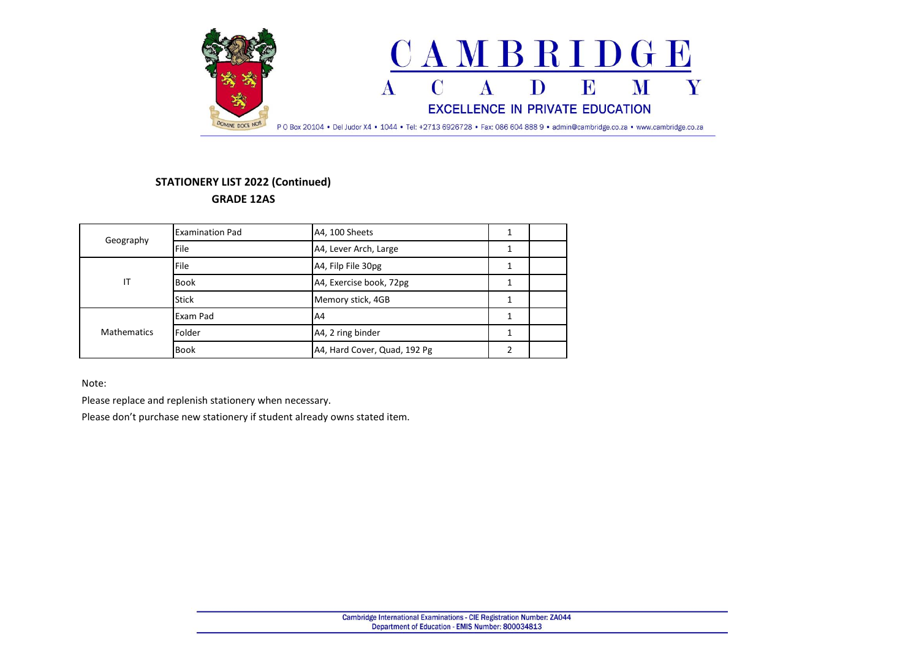**STATIONERY LIST 2022 (Continued)**

**GRADE 12AS**

| | | | | |
|---|---|---|---|---|
| Geography | Examination Pad | A4, 100 Sheets | 1 | |
| | File | A4, Lever Arch, Large | 1 | |
| IT | File | A4, Filp File 30pg | 1 | |
| | Book | A4, Exercise book, 72pg | 1 | |
| | Stick | Memory stick, 4GB | 1 | |
| Mathematics | Exam Pad | A4 | 1 | |
| | Folder | A4, 2 ring binder | 1 | |
| | Book | A4, Hard Cover, Quad, 192 Pg | 2 | |

Note:

Please replace and replenish stationery when necessary.

Please don’t purchase new stationery if student already owns stated item.